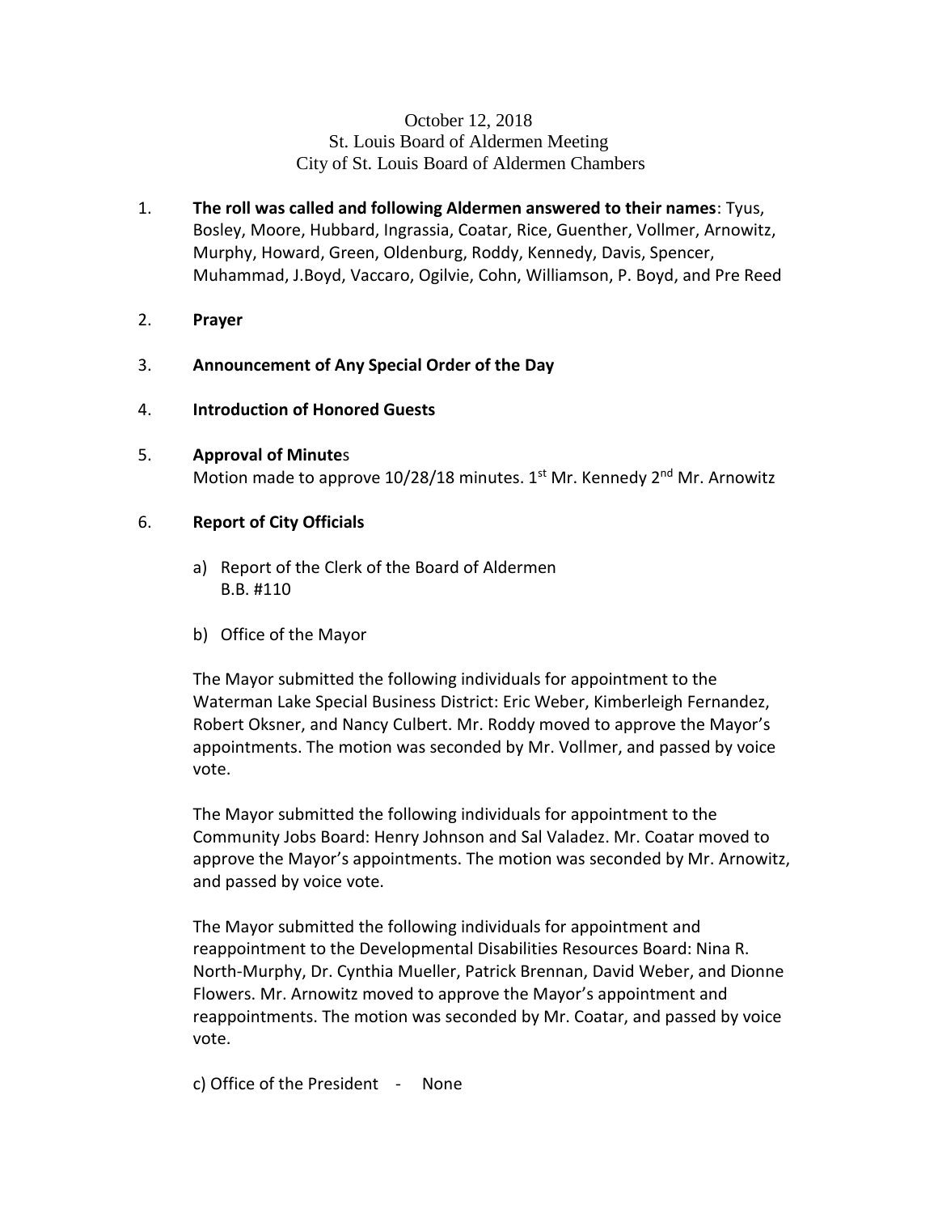October 12, 2018
St. Louis Board of Aldermen Meeting
City of St. Louis Board of Aldermen Chambers

1. **The roll was called and following Aldermen answered to their names**: Tyus, Bosley, Moore, Hubbard, Ingrassia, Coatar, Rice, Guenther, Vollmer, Arnowitz, Murphy, Howard, Green, Oldenburg, Roddy, Kennedy, Davis, Spencer, Muhammad, J.Boyd, Vaccaro, Ogilvie, Cohn, Williamson, P. Boyd, and Pre Reed

2. **Prayer**

3. **Announcement of Any Special Order of the Day**

4. **Introduction of Honored Guests**

5. **Approval of Minute**s
Motion made to approve 10/28/18 minutes. 1st Mr. Kennedy 2nd Mr. Arnowitz

6. **Report of City Officials**

   a) Report of the Clerk of the Board of Aldermen
   B.B. #110

   b) Office of the Mayor

   The Mayor submitted the following individuals for appointment to the Waterman Lake Special Business District: Eric Weber, Kimberleigh Fernandez, Robert Oksner, and Nancy Culbert. Mr. Roddy moved to approve the Mayor's appointments. The motion was seconded by Mr. Vollmer, and passed by voice vote.

   The Mayor submitted the following individuals for appointment to the Community Jobs Board: Henry Johnson and Sal Valadez. Mr. Coatar moved to approve the Mayor's appointments. The motion was seconded by Mr. Arnowitz, and passed by voice vote.

   The Mayor submitted the following individuals for appointment and reappointment to the Developmental Disabilities Resources Board: Nina R. North-Murphy, Dr. Cynthia Mueller, Patrick Brennan, David Weber, and Dionne Flowers. Mr. Arnowitz moved to approve the Mayor's appointment and reappointments. The motion was seconded by Mr. Coatar, and passed by voice vote.

   c) Office of the President - None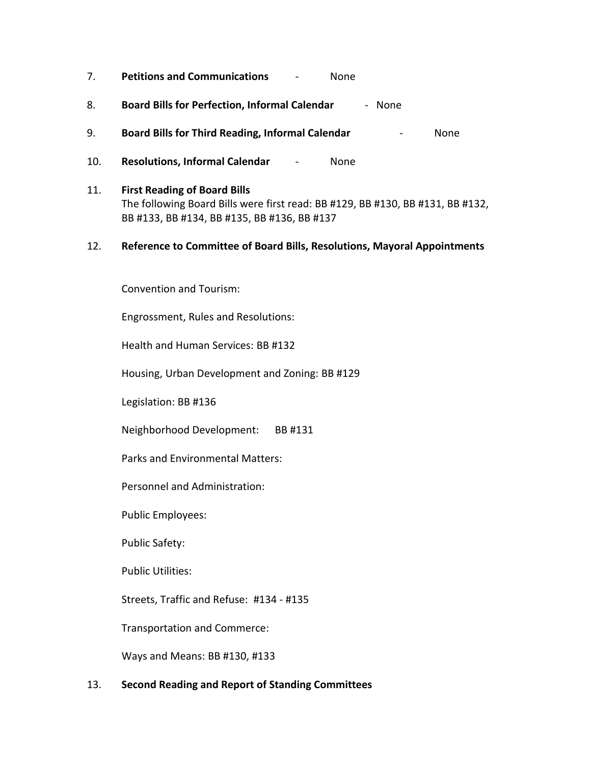7. **Petitions and Communications** - None

8. **Board Bills for Perfection, Informal Calendar** - None

9. **Board Bills for Third Reading, Informal Calendar** - None

10. **Resolutions, Informal Calendar** - None

11. **First Reading of Board Bills**
    The following Board Bills were first read: BB #129, BB #130, BB #131, BB #132, BB #133, BB #134, BB #135, BB #136, BB #137

12. **Reference to Committee of Board Bills, Resolutions, Mayoral Appointments**

    Convention and Tourism:

    Engrossment, Rules and Resolutions:

    Health and Human Services: BB #132

    Housing, Urban Development and Zoning: BB #129

    Legislation: BB #136

    Neighborhood Development: BB #131

    Parks and Environmental Matters:

    Personnel and Administration:

    Public Employees:

    Public Safety:

    Public Utilities:

    Streets, Traffic and Refuse: #134 - #135

    Transportation and Commerce:

    Ways and Means: BB #130, #133

13. **Second Reading and Report of Standing Committees**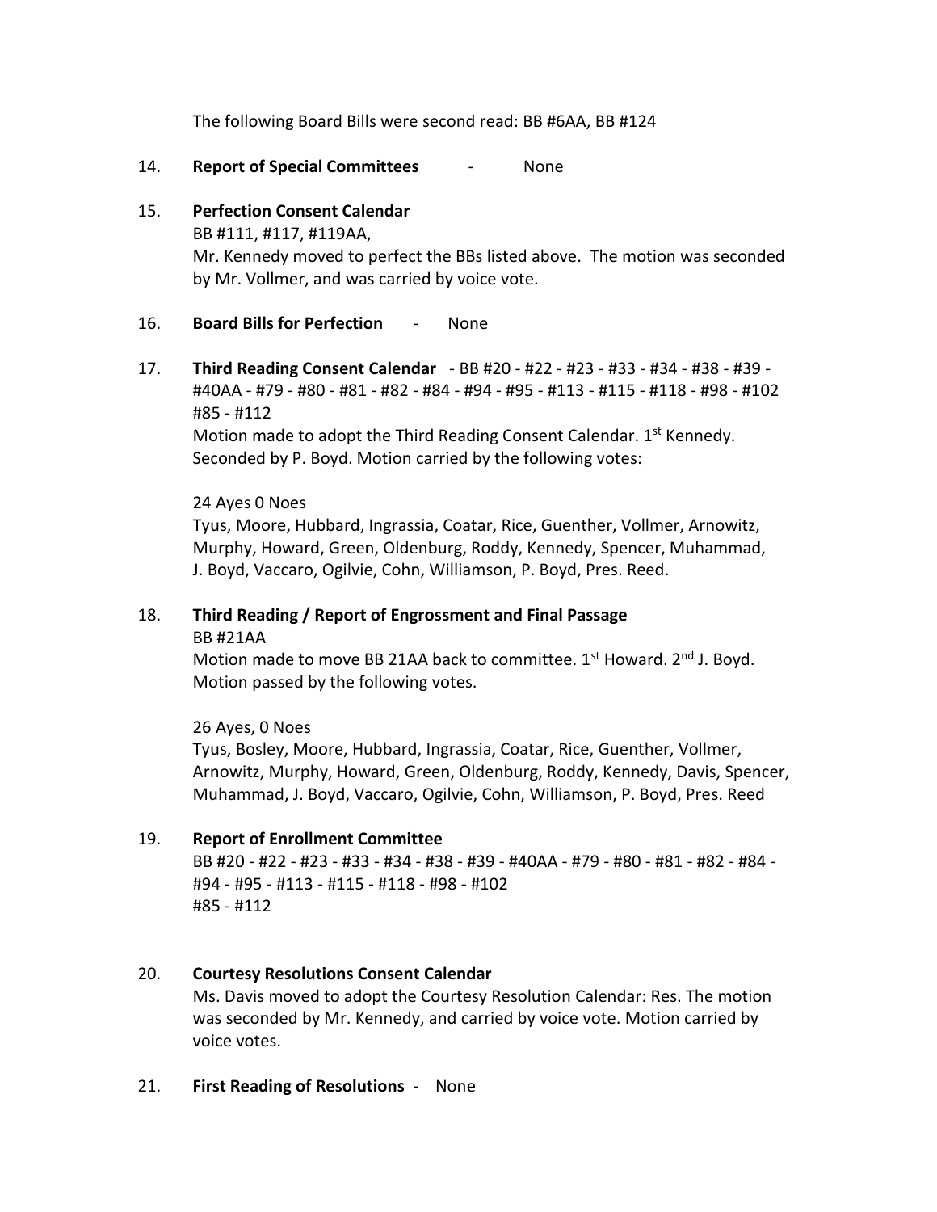The following Board Bills were second read: BB #6AA, BB #124

14. **Report of Special Committees** - None

15. **Perfection Consent Calendar**
    BB #111, #117, #119AA,
    Mr. Kennedy moved to perfect the BBs listed above. The motion was seconded by Mr. Vollmer, and was carried by voice vote.

16. **Board Bills for Perfection** - None

17. **Third Reading Consent Calendar** - BB #20 - #22 - #23 - #33 - #34 - #38 - #39 - #40AA - #79 - #80 - #81 - #82 - #84 - #94 - #95 - #113 - #115 - #118 - #98 - #102 #85 - #112
    Motion made to adopt the Third Reading Consent Calendar. 1st Kennedy. Seconded by P. Boyd. Motion carried by the following votes:

    24 Ayes 0 Noes
    Tyus, Moore, Hubbard, Ingrassia, Coatar, Rice, Guenther, Vollmer, Arnowitz, Murphy, Howard, Green, Oldenburg, Roddy, Kennedy, Spencer, Muhammad, J. Boyd, Vaccaro, Ogilvie, Cohn, Williamson, P. Boyd, Pres. Reed.

18. **Third Reading / Report of Engrossment and Final Passage**
    BB #21AA
    Motion made to move BB 21AA back to committee. 1st Howard. 2nd J. Boyd. Motion passed by the following votes.

    26 Ayes, 0 Noes
    Tyus, Bosley, Moore, Hubbard, Ingrassia, Coatar, Rice, Guenther, Vollmer, Arnowitz, Murphy, Howard, Green, Oldenburg, Roddy, Kennedy, Davis, Spencer, Muhammad, J. Boyd, Vaccaro, Ogilvie, Cohn, Williamson, P. Boyd, Pres. Reed

19. **Report of Enrollment Committee**
    BB #20 - #22 - #23 - #33 - #34 - #38 - #39 - #40AA - #79 - #80 - #81 - #82 - #84 - #94 - #95 - #113 - #115 - #118 - #98 - #102
    #85 - #112

20. **Courtesy Resolutions Consent Calendar**
    Ms. Davis moved to adopt the Courtesy Resolution Calendar: Res. The motion was seconded by Mr. Kennedy, and carried by voice vote. Motion carried by voice votes.

21. **First Reading of Resolutions** - None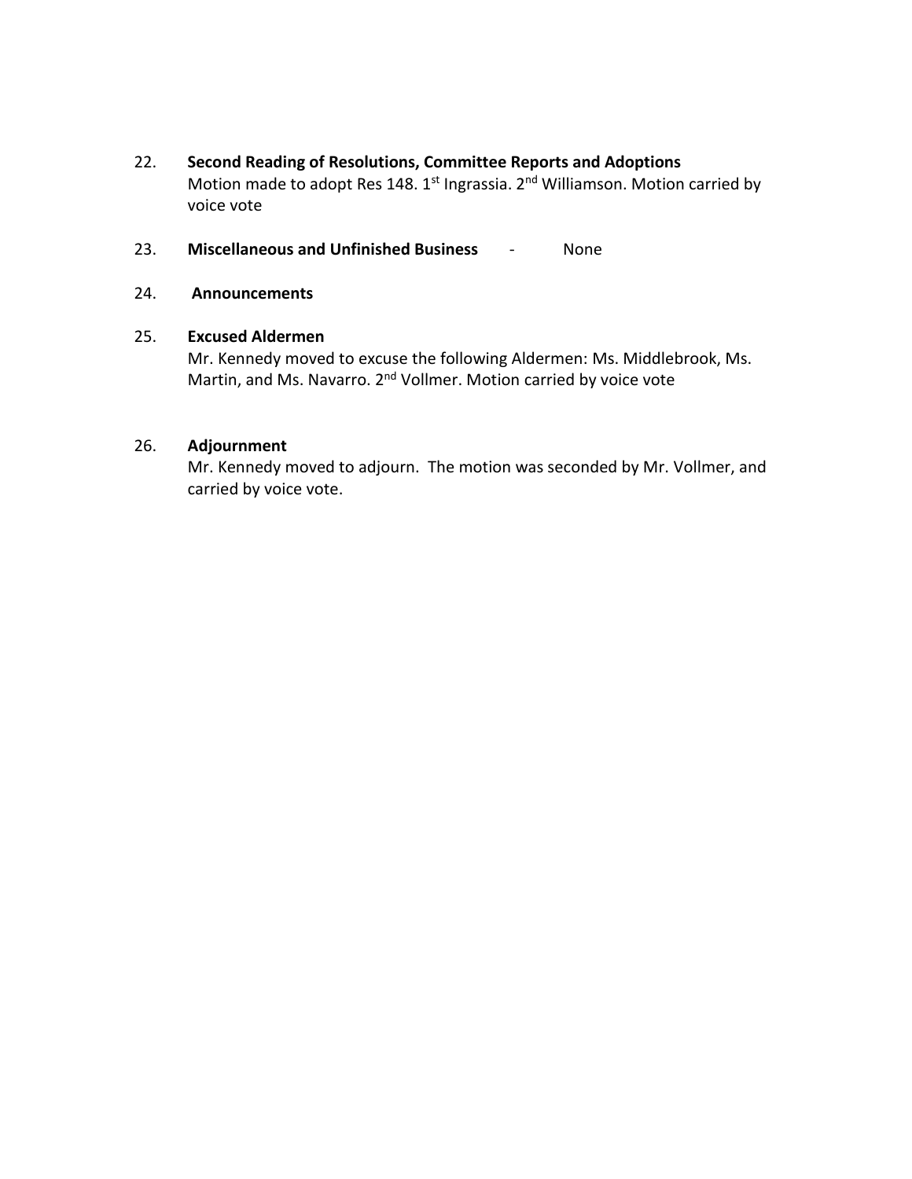22. **Second Reading of Resolutions, Committee Reports and Adoptions**
    Motion made to adopt Res 148. 1st Ingrassia. 2nd Williamson. Motion carried by voice vote

23. **Miscellaneous and Unfinished Business** - None

24. **Announcements**

25. **Excused Aldermen**
    Mr. Kennedy moved to excuse the following Aldermen: Ms. Middlebrook, Ms. Martin, and Ms. Navarro. 2nd Vollmer. Motion carried by voice vote

26. **Adjournment**
    Mr. Kennedy moved to adjourn. The motion was seconded by Mr. Vollmer, and carried by voice vote.